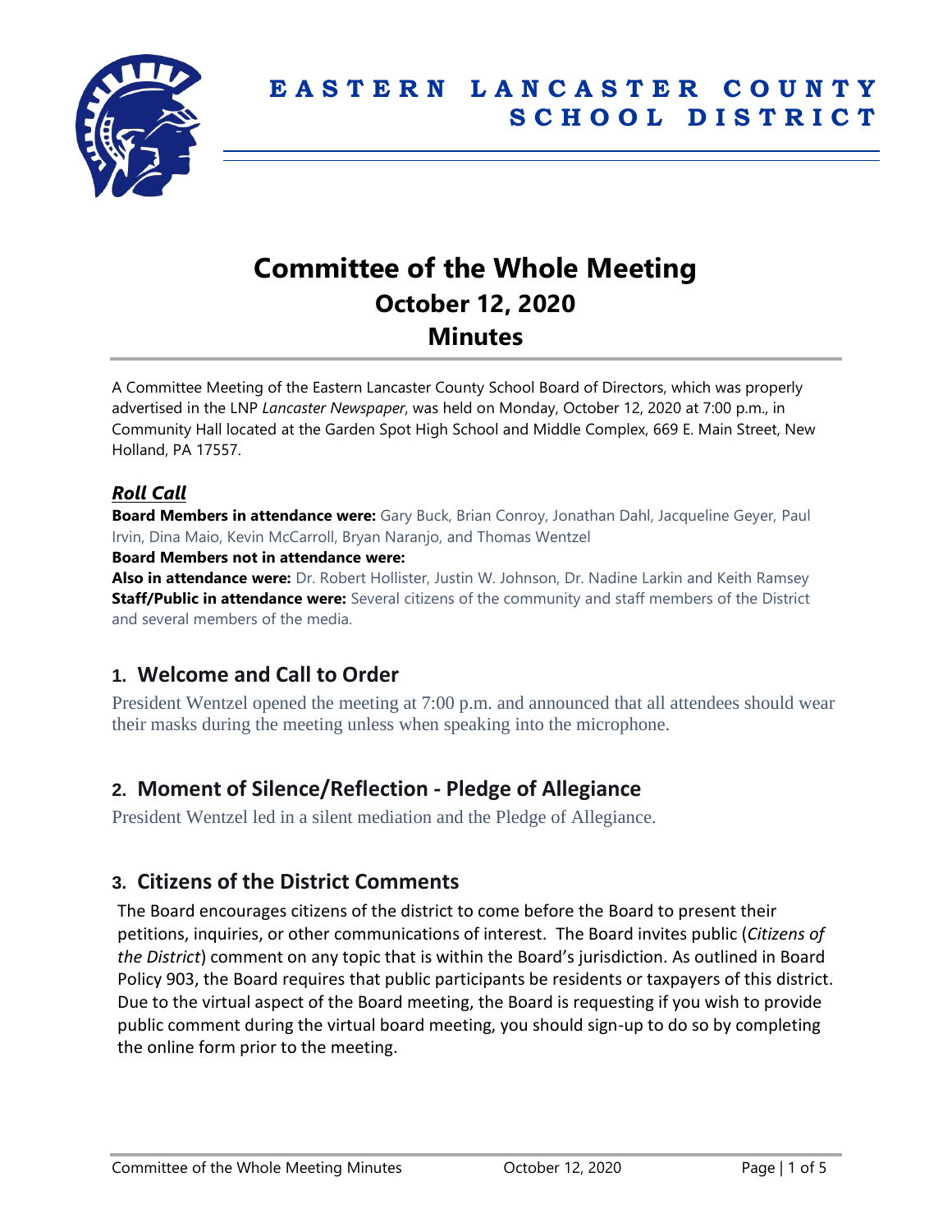# EASTERN LANCASTER COUNTY SCHOOL DISTRICT

# Committee of the Whole Meeting
## October 12, 2020
## Minutes

A Committee Meeting of the Eastern Lancaster County School Board of Directors, which was properly advertised in the LNP *Lancaster Newspaper*, was held on Monday, October 12, 2020 at 7:00 p.m., in Community Hall located at the Garden Spot High School and Middle Complex, 669 E. Main Street, New Holland, PA 17557.

### *Roll Call*

**Board Members in attendance were:** Gary Buck, Brian Conroy, Jonathan Dahl, Jacqueline Geyer, Paul Irvin, Dina Maio, Kevin McCarroll, Bryan Naranjo, and Thomas Wentzel

**Board Members not in attendance were:**

**Also in attendance were:** Dr. Robert Hollister, Justin W. Johnson, Dr. Nadine Larkin and Keith Ramsey

**Staff/Public in attendance were:** Several citizens of the community and staff members of the District and several members of the media.

## 1. Welcome and Call to Order

President Wentzel opened the meeting at 7:00 p.m. and announced that all attendees should wear their masks during the meeting unless when speaking into the microphone.

## 2. Moment of Silence/Reflection - Pledge of Allegiance

President Wentzel led in a silent mediation and the Pledge of Allegiance.

## 3. Citizens of the District Comments

The Board encourages citizens of the district to come before the Board to present their petitions, inquiries, or other communications of interest. The Board invites public (*Citizens of the District*) comment on any topic that is within the Board's jurisdiction. As outlined in Board Policy 903, the Board requires that public participants be residents or taxpayers of this district. Due to the virtual aspect of the Board meeting, the Board is requesting if you wish to provide public comment during the virtual board meeting, you should sign-up to do so by completing the online form prior to the meeting.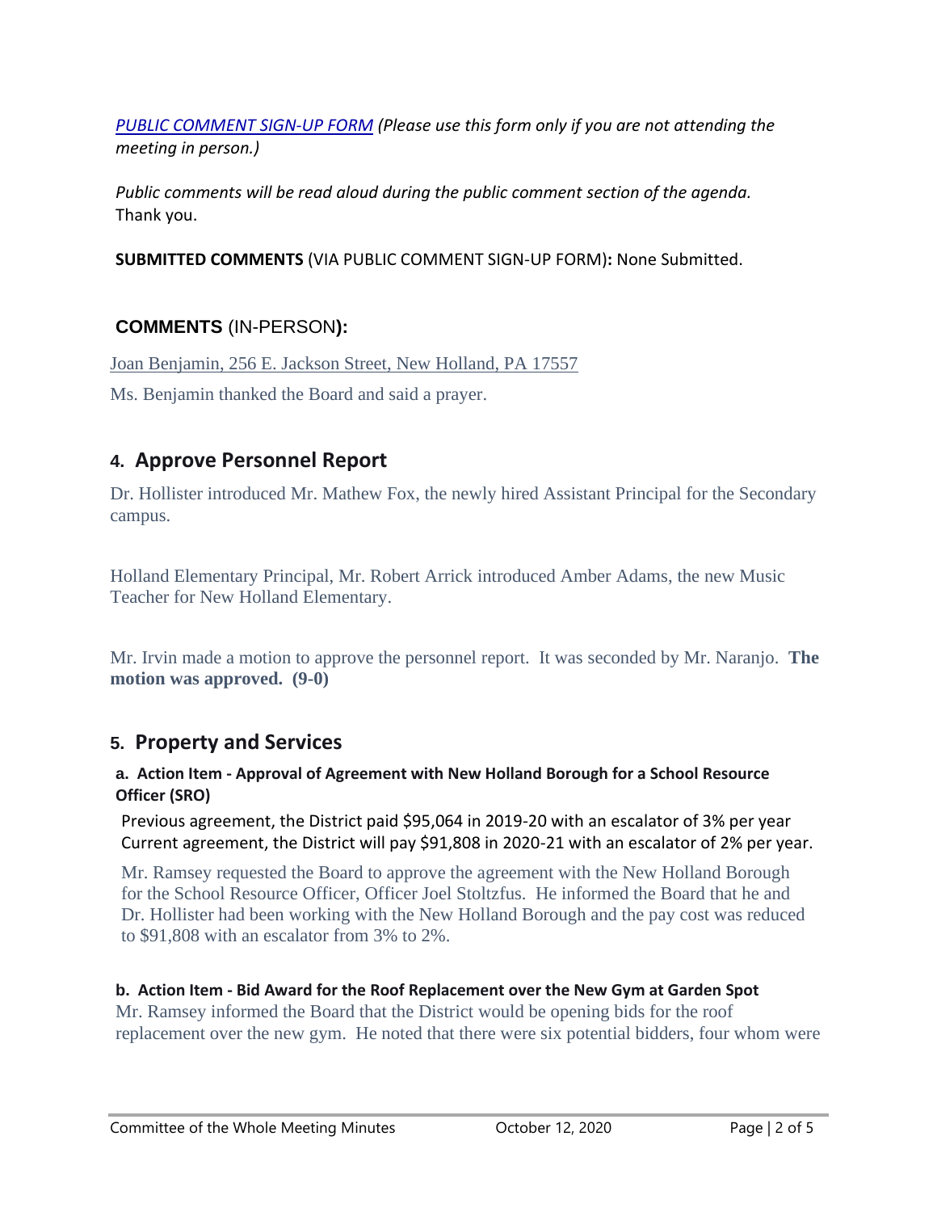*[PUBLIC COMMENT SIGN-UP FORM](#) (Please use this form only if you are not attending the meeting in person.)*

*Public comments will be read aloud during the public comment section of the agenda.* Thank you.

**SUBMITTED COMMENTS** (VIA PUBLIC COMMENT SIGN-UP FORM)**:** None Submitted.

**COMMENTS** (IN-PERSON)**:**

Joan Benjamin, 256 E. Jackson Street, New Holland, PA 17557

Ms. Benjamin thanked the Board and said a prayer.

## 4. Approve Personnel Report

Dr. Hollister introduced Mr. Mathew Fox, the newly hired Assistant Principal for the Secondary campus.

Holland Elementary Principal, Mr. Robert Arrick introduced Amber Adams, the new Music Teacher for New Holland Elementary.

Mr. Irvin made a motion to approve the personnel report. It was seconded by Mr. Naranjo. **The motion was approved. (9-0)**

## 5. Property and Services

**a. Action Item - Approval of Agreement with New Holland Borough for a School Resource Officer (SRO)**

Previous agreement, the District paid $95,064 in 2019-20 with an escalator of 3% per year
Current agreement, the District will pay $91,808 in 2020-21 with an escalator of 2% per year.

Mr. Ramsey requested the Board to approve the agreement with the New Holland Borough for the School Resource Officer, Officer Joel Stoltzfus. He informed the Board that he and Dr. Hollister had been working with the New Holland Borough and the pay cost was reduced to $91,808 with an escalator from 3% to 2%.

**b. Action Item - Bid Award for the Roof Replacement over the New Gym at Garden Spot**

Mr. Ramsey informed the Board that the District would be opening bids for the roof replacement over the new gym. He noted that there were six potential bidders, four whom were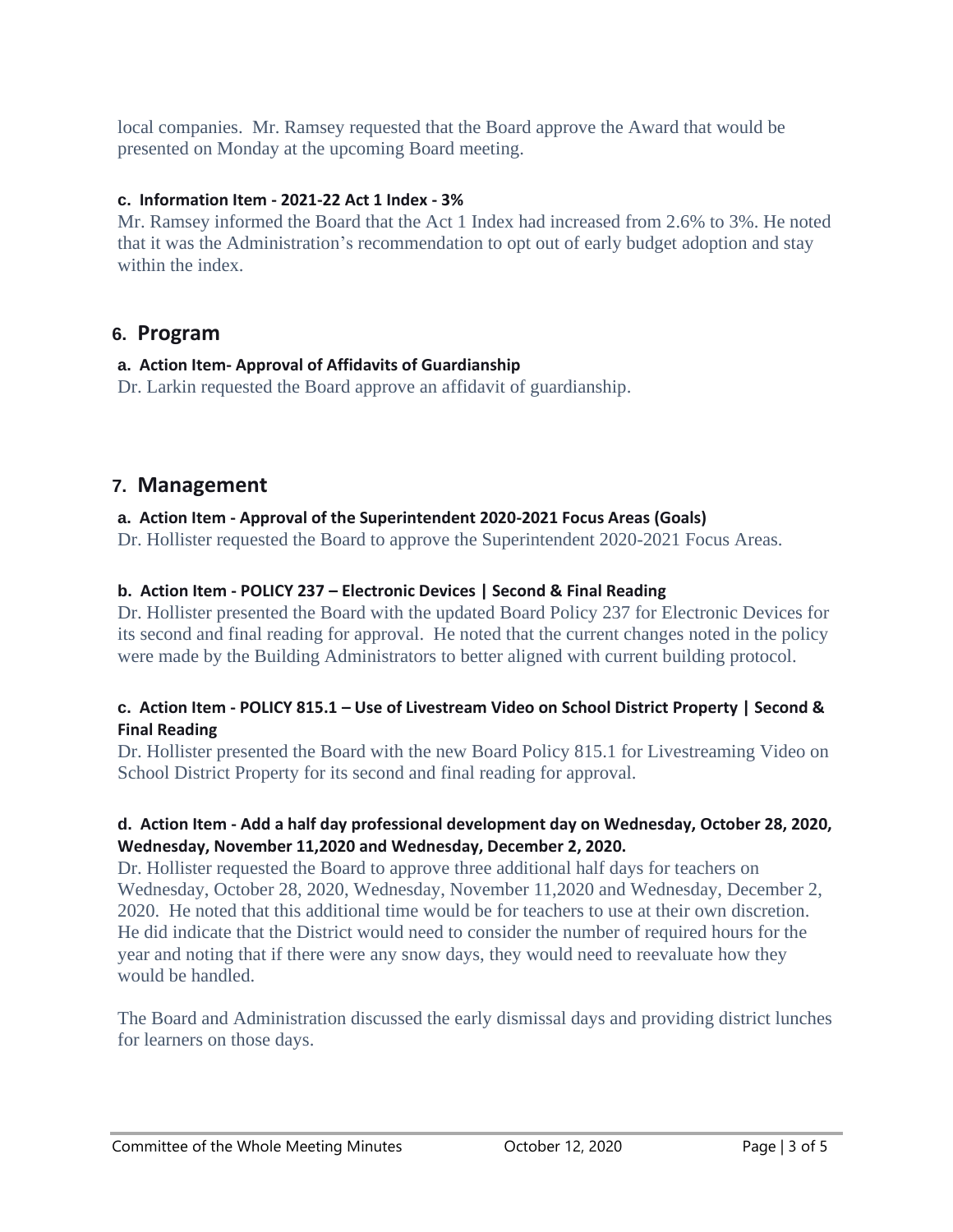local companies. Mr. Ramsey requested that the Board approve the Award that would be presented on Monday at the upcoming Board meeting.

#### c. Information Item - 2021-22 Act 1 Index - 3%

Mr. Ramsey informed the Board that the Act 1 Index had increased from 2.6% to 3%. He noted that it was the Administration's recommendation to opt out of early budget adoption and stay within the index.

## 6. Program

#### a. Action Item- Approval of Affidavits of Guardianship

Dr. Larkin requested the Board approve an affidavit of guardianship.

## 7. Management

#### a. Action Item - Approval of the Superintendent 2020-2021 Focus Areas (Goals)

Dr. Hollister requested the Board to approve the Superintendent 2020-2021 Focus Areas.

#### b. Action Item - POLICY 237 – Electronic Devices | Second & Final Reading

Dr. Hollister presented the Board with the updated Board Policy 237 for Electronic Devices for its second and final reading for approval. He noted that the current changes noted in the policy were made by the Building Administrators to better aligned with current building protocol.

#### c. Action Item - POLICY 815.1 – Use of Livestream Video on School District Property | Second & Final Reading

Dr. Hollister presented the Board with the new Board Policy 815.1 for Livestreaming Video on School District Property for its second and final reading for approval.

#### d. Action Item - Add a half day professional development day on Wednesday, October 28, 2020, Wednesday, November 11,2020 and Wednesday, December 2, 2020.

Dr. Hollister requested the Board to approve three additional half days for teachers on Wednesday, October 28, 2020, Wednesday, November 11,2020 and Wednesday, December 2, 2020. He noted that this additional time would be for teachers to use at their own discretion. He did indicate that the District would need to consider the number of required hours for the year and noting that if there were any snow days, they would need to reevaluate how they would be handled.

The Board and Administration discussed the early dismissal days and providing district lunches for learners on those days.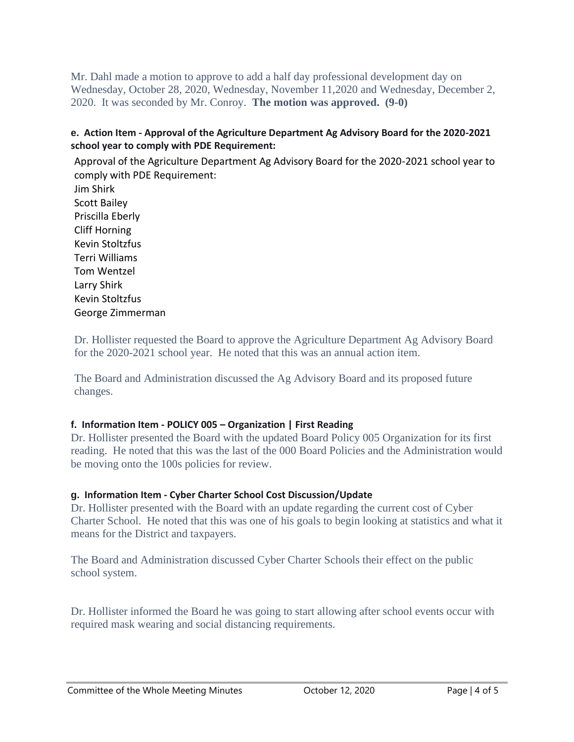Mr. Dahl made a motion to approve to add a half day professional development day on Wednesday, October 28, 2020, Wednesday, November 11,2020 and Wednesday, December 2, 2020. It was seconded by Mr. Conroy. **The motion was approved. (9-0)**

**e. Action Item - Approval of the Agriculture Department Ag Advisory Board for the 2020-2021 school year to comply with PDE Requirement:**

Approval of the Agriculture Department Ag Advisory Board for the 2020-2021 school year to comply with PDE Requirement:
Jim Shirk
Scott Bailey
Priscilla Eberly
Cliff Horning
Kevin Stoltzfus
Terri Williams
Tom Wentzel
Larry Shirk
Kevin Stoltzfus
George Zimmerman

Dr. Hollister requested the Board to approve the Agriculture Department Ag Advisory Board for the 2020-2021 school year. He noted that this was an annual action item.

The Board and Administration discussed the Ag Advisory Board and its proposed future changes.

**f. Information Item - POLICY 005 – Organization | First Reading**

Dr. Hollister presented the Board with the updated Board Policy 005 Organization for its first reading. He noted that this was the last of the 000 Board Policies and the Administration would be moving onto the 100s policies for review.

**g. Information Item - Cyber Charter School Cost Discussion/Update**

Dr. Hollister presented with the Board with an update regarding the current cost of Cyber Charter School. He noted that this was one of his goals to begin looking at statistics and what it means for the District and taxpayers.

The Board and Administration discussed Cyber Charter Schools their effect on the public school system.

Dr. Hollister informed the Board he was going to start allowing after school events occur with required mask wearing and social distancing requirements.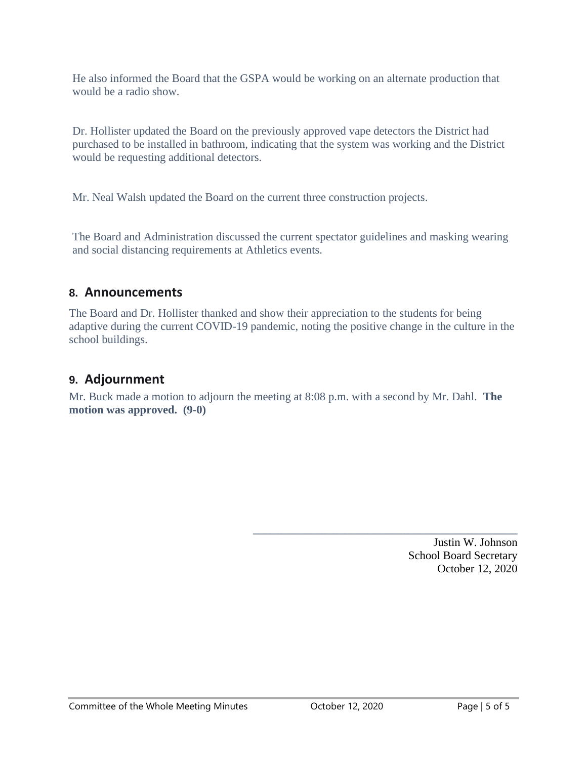He also informed the Board that the GSPA would be working on an alternate production that would be a radio show.

Dr. Hollister updated the Board on the previously approved vape detectors the District had purchased to be installed in bathroom, indicating that the system was working and the District would be requesting additional detectors.

Mr. Neal Walsh updated the Board on the current three construction projects.

The Board and Administration discussed the current spectator guidelines and masking wearing and social distancing requirements at Athletics events.

## 8. Announcements

The Board and Dr. Hollister thanked and show their appreciation to the students for being adaptive during the current COVID-19 pandemic, noting the positive change in the culture in the school buildings.

## 9. Adjournment

Mr. Buck made a motion to adjourn the meeting at 8:08 p.m. with a second by Mr. Dahl. **The motion was approved. (9-0)**

\_\_\_\_\_\_\_\_\_\_\_\_\_\_\_\_\_\_\_\_\_\_\_\_\_\_\_\_\_\_\_\_\_\_\_\_\_\_\_\_\_\_\_\_

Justin W. Johnson
School Board Secretary
October 12, 2020